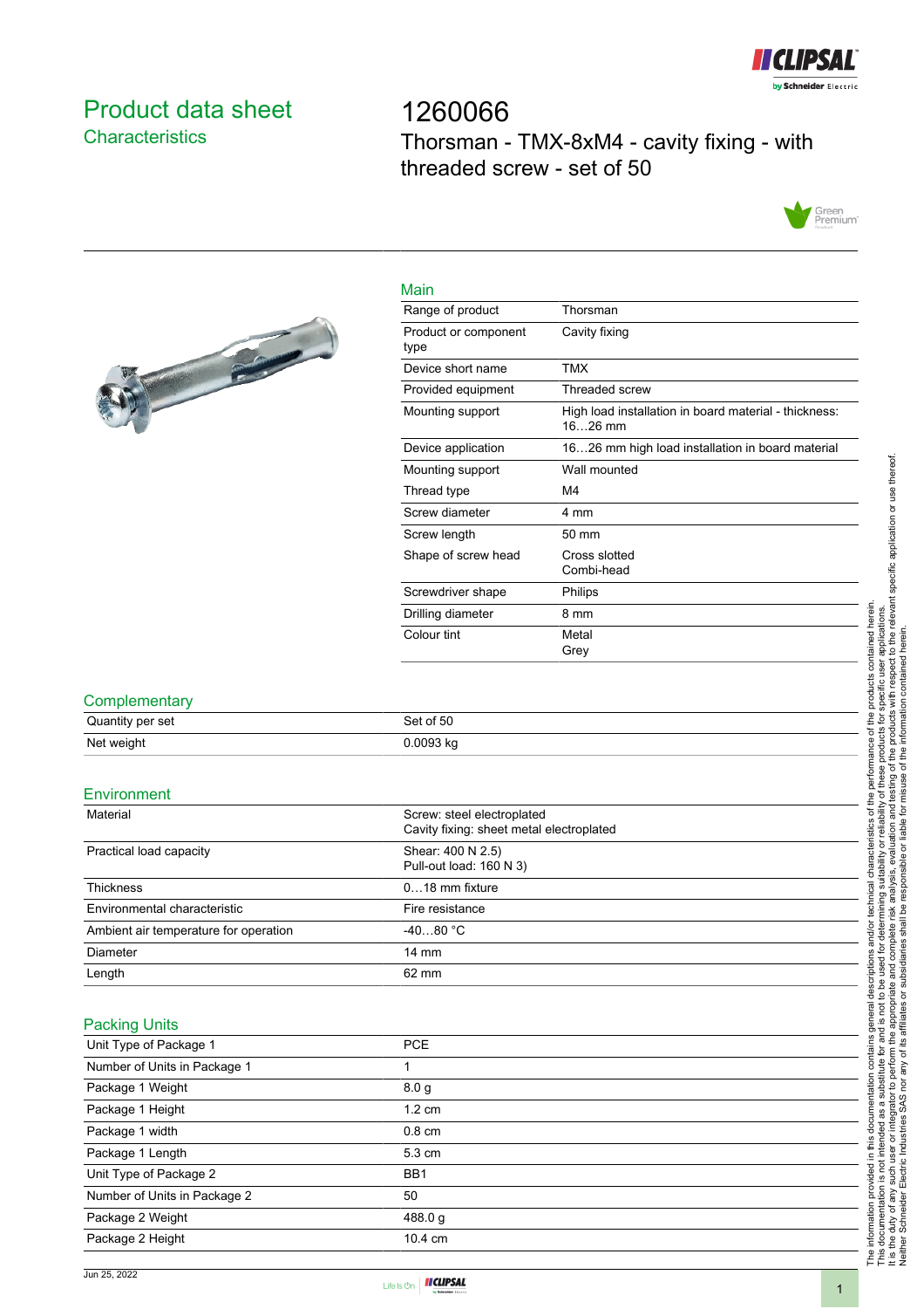# Product data sheet
## Characteristics

# 1260066
Thorsman - TMX-8xM4 - cavity fixing - with threaded screw - set of 50

## Main

| | |
|---|---|
| Range of product | Thorsman |
| Product or component type | Cavity fixing |
| Device short name | TMX |
| Provided equipment | Threaded screw |
| Mounting support | High load installation in board material - thickness: 16…26 mm |
| Device application | 16…26 mm high load installation in board material |
| Mounting support | Wall mounted |
| Thread type | M4 |
| Screw diameter | 4 mm |
| Screw length | 50 mm |
| Shape of screw head | Cross slotted<br>Combi-head |
| Screwdriver shape | Philips |
| Drilling diameter | 8 mm |
| Colour tint | Metal<br>Grey |

## Complementary

| | |
|---|---|
| Quantity per set | Set of 50 |
| Net weight | 0.0093 kg |

## Environment

| | |
|---|---|
| Material | Screw: steel electroplated<br>Cavity fixing: sheet metal electroplated |
| Practical load capacity | Shear: 400 N 2.5)<br>Pull-out load: 160 N 3) |
| Thickness | 0…18 mm fixture |
| Environmental characteristic | Fire resistance |
| Ambient air temperature for operation | -40…80 °C |
| Diameter | 14 mm |
| Length | 62 mm |

## Packing Units

| | |
|---|---|
| Unit Type of Package 1 | PCE |
| Number of Units in Package 1 | 1 |
| Package 1 Weight | 8.0 g |
| Package 1 Height | 1.2 cm |
| Package 1 width | 0.8 cm |
| Package 1 Length | 5.3 cm |
| Unit Type of Package 2 | BB1 |
| Number of Units in Package 2 | 50 |
| Package 2 Weight | 488.0 g |
| Package 2 Height | 10.4 cm |

The information provided in this documentation contains general descriptions and/or technical characteristics of the performance of the products contained herein. This documentation is not intended as a substitute for and is not to be used for determining suitability or reliability of these products for specific user applications. It is the duty of any such user or integrator to perform the appropriate and complete risk analysis, evaluation and testing of the products with respect to the relevant specific application or use thereof. Neither Schneider Electric Industries SAS nor any of its affiliates or subsidiaries shall be responsible or liable for misuse of the information contained herein.

Jun 25, 2022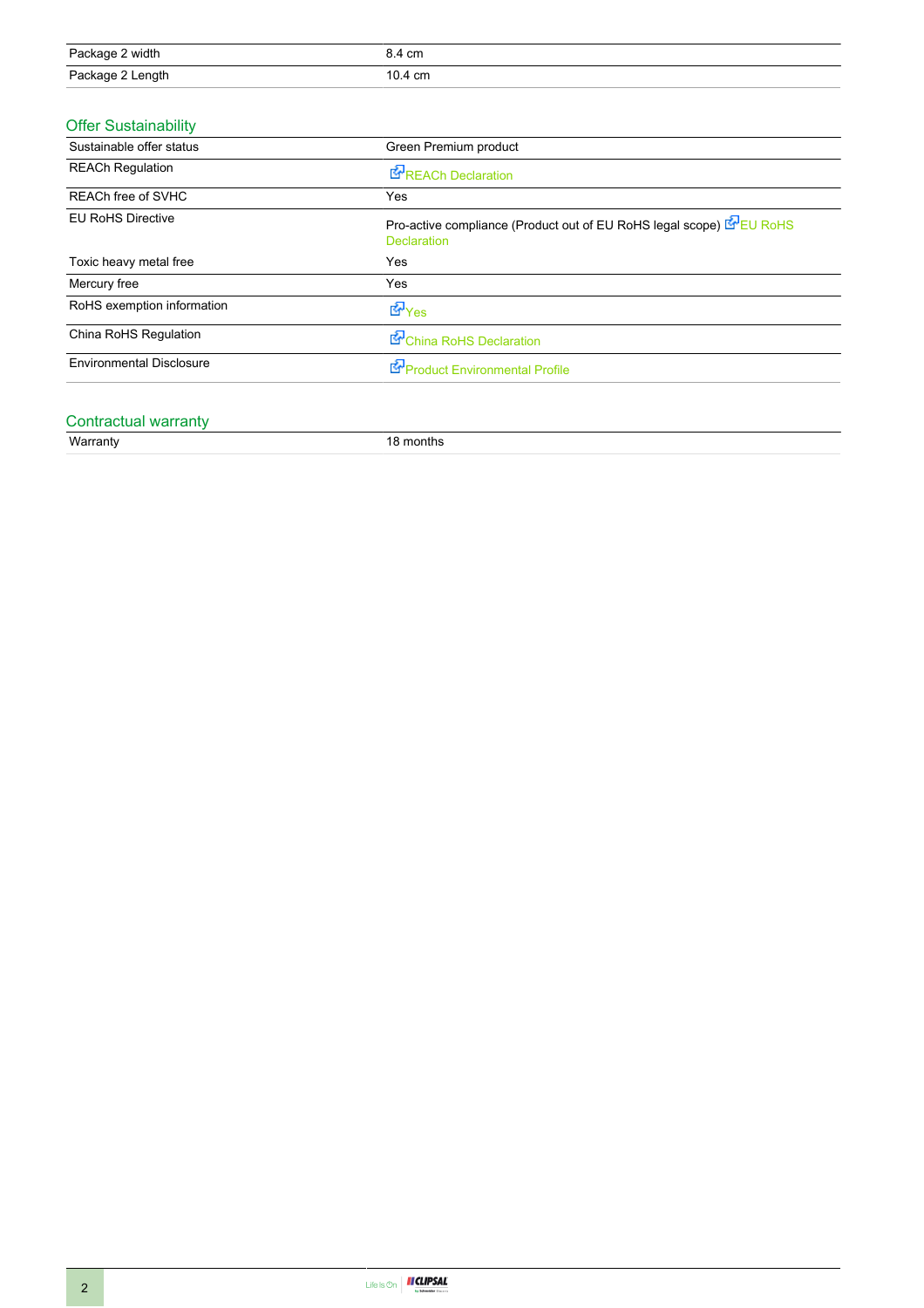| | |
|---|---|
| Package 2 width | 8.4 cm |
| Package 2 Length | 10.4 cm |

## Offer Sustainability

| | |
|---|---|
| Sustainable offer status | Green Premium product |
| REACh Regulation | REACh Declaration |
| REACh free of SVHC | Yes |
| EU RoHS Directive | Pro-active compliance (Product out of EU RoHS legal scope) EU RoHS Declaration |
| Toxic heavy metal free | Yes |
| Mercury free | Yes |
| RoHS exemption information | Yes |
| China RoHS Regulation | China RoHS Declaration |
| Environmental Disclosure | Product Environmental Profile |

## Contractual warranty

| | |
|---|---|
| Warranty | 18 months |